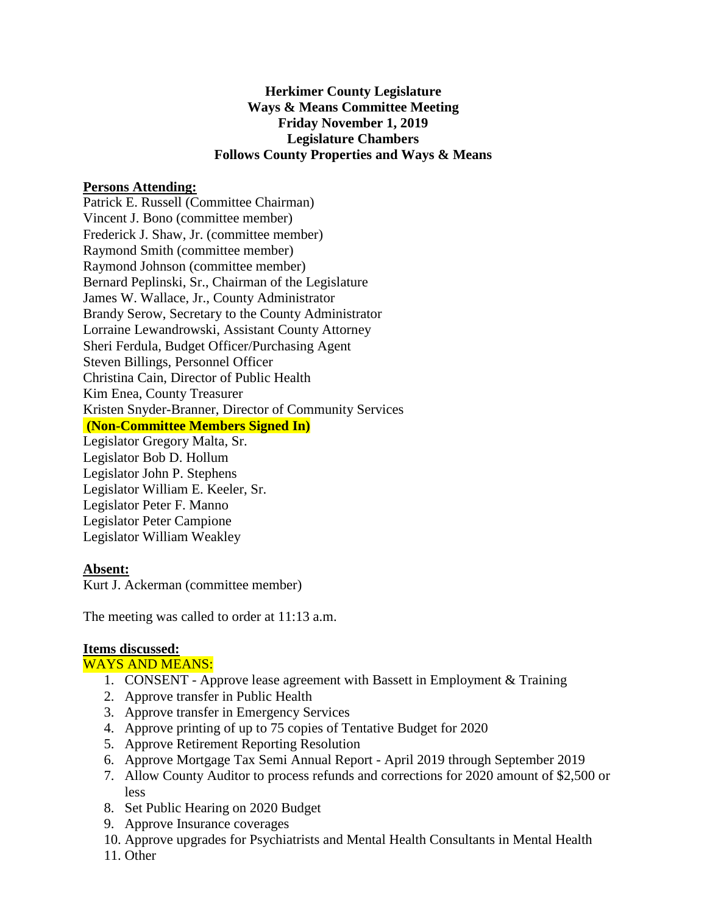**Herkimer County Legislature**
**Ways & Means Committee Meeting**
**Friday November 1, 2019**
**Legislature Chambers**
**Follows County Properties and Ways & Means**

**Persons Attending:**

Patrick E. Russell (Committee Chairman)
Vincent J. Bono (committee member)
Frederick J. Shaw, Jr. (committee member)
Raymond Smith (committee member)
Raymond Johnson (committee member)
Bernard Peplinski, Sr., Chairman of the Legislature
James W. Wallace, Jr., County Administrator
Brandy Serow, Secretary to the County Administrator
Lorraine Lewandrowski, Assistant County Attorney
Sheri Ferdula, Budget Officer/Purchasing Agent
Steven Billings, Personnel Officer
Christina Cain, Director of Public Health
Kim Enea, County Treasurer
Kristen Snyder-Branner, Director of Community Services

**(Non-Committee Members Signed In)**

Legislator Gregory Malta, Sr.
Legislator Bob D. Hollum
Legislator John P. Stephens
Legislator William E. Keeler, Sr.
Legislator Peter F. Manno
Legislator Peter Campione
Legislator William Weakley

**Absent:**

Kurt J. Ackerman (committee member)

The meeting was called to order at 11:13 a.m.

**Items discussed:**

WAYS AND MEANS:

1. CONSENT - Approve lease agreement with Bassett in Employment & Training
2. Approve transfer in Public Health
3. Approve transfer in Emergency Services
4. Approve printing of up to 75 copies of Tentative Budget for 2020
5. Approve Retirement Reporting Resolution
6. Approve Mortgage Tax Semi Annual Report - April 2019 through September 2019
7. Allow County Auditor to process refunds and corrections for 2020 amount of $2,500 or less
8. Set Public Hearing on 2020 Budget
9. Approve Insurance coverages
10. Approve upgrades for Psychiatrists and Mental Health Consultants in Mental Health
11. Other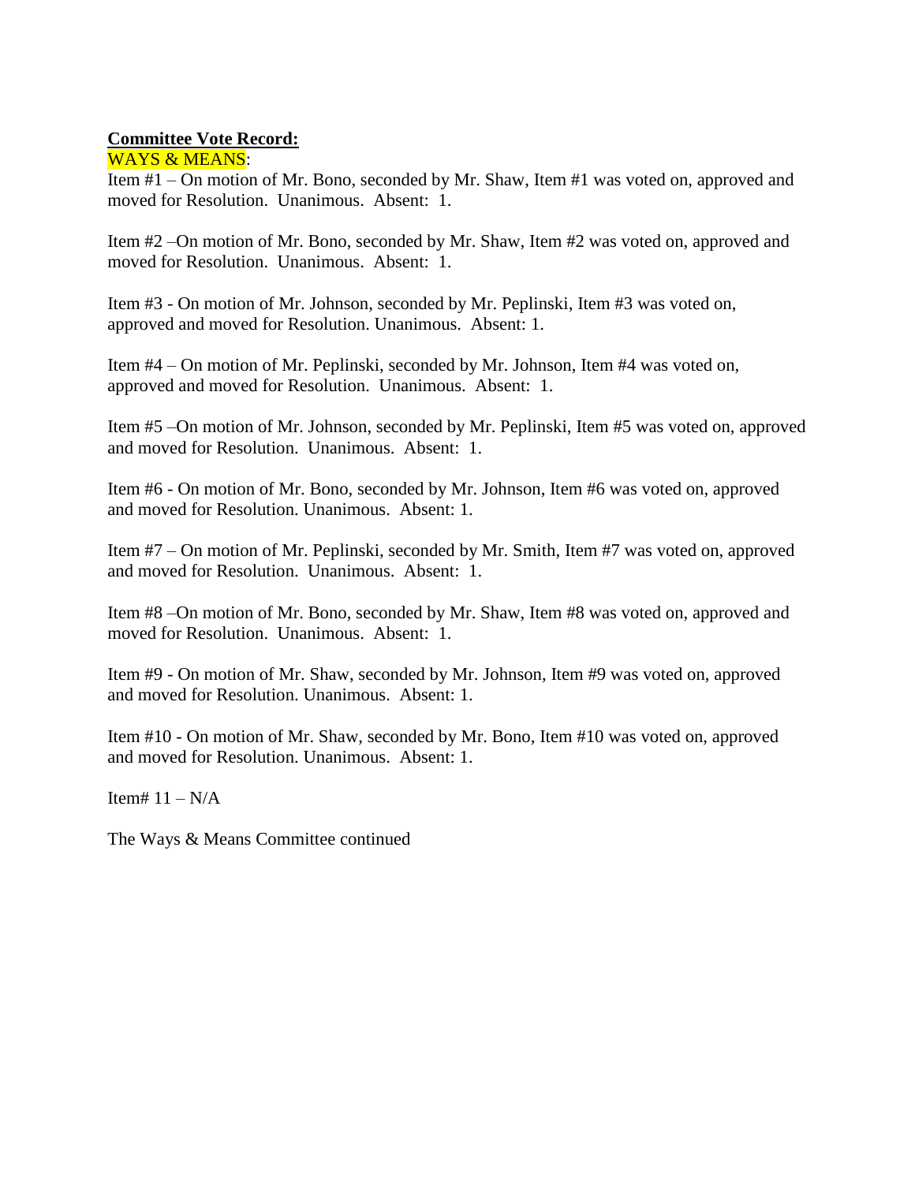**Committee Vote Record:**

WAYS & MEANS:

Item #1 – On motion of Mr. Bono, seconded by Mr. Shaw, Item #1 was voted on, approved and moved for Resolution. Unanimous. Absent: 1.

Item #2 –On motion of Mr. Bono, seconded by Mr. Shaw, Item #2 was voted on, approved and moved for Resolution. Unanimous. Absent: 1.

Item #3 - On motion of Mr. Johnson, seconded by Mr. Peplinski, Item #3 was voted on, approved and moved for Resolution. Unanimous. Absent: 1.

Item #4 – On motion of Mr. Peplinski, seconded by Mr. Johnson, Item #4 was voted on, approved and moved for Resolution. Unanimous. Absent: 1.

Item #5 –On motion of Mr. Johnson, seconded by Mr. Peplinski, Item #5 was voted on, approved and moved for Resolution. Unanimous. Absent: 1.

Item #6 - On motion of Mr. Bono, seconded by Mr. Johnson, Item #6 was voted on, approved and moved for Resolution. Unanimous. Absent: 1.

Item #7 – On motion of Mr. Peplinski, seconded by Mr. Smith, Item #7 was voted on, approved and moved for Resolution. Unanimous. Absent: 1.

Item #8 –On motion of Mr. Bono, seconded by Mr. Shaw, Item #8 was voted on, approved and moved for Resolution. Unanimous. Absent: 1.

Item #9 - On motion of Mr. Shaw, seconded by Mr. Johnson, Item #9 was voted on, approved and moved for Resolution. Unanimous. Absent: 1.

Item #10 - On motion of Mr. Shaw, seconded by Mr. Bono, Item #10 was voted on, approved and moved for Resolution. Unanimous. Absent: 1.

Item# 11 – N/A

The Ways & Means Committee continued